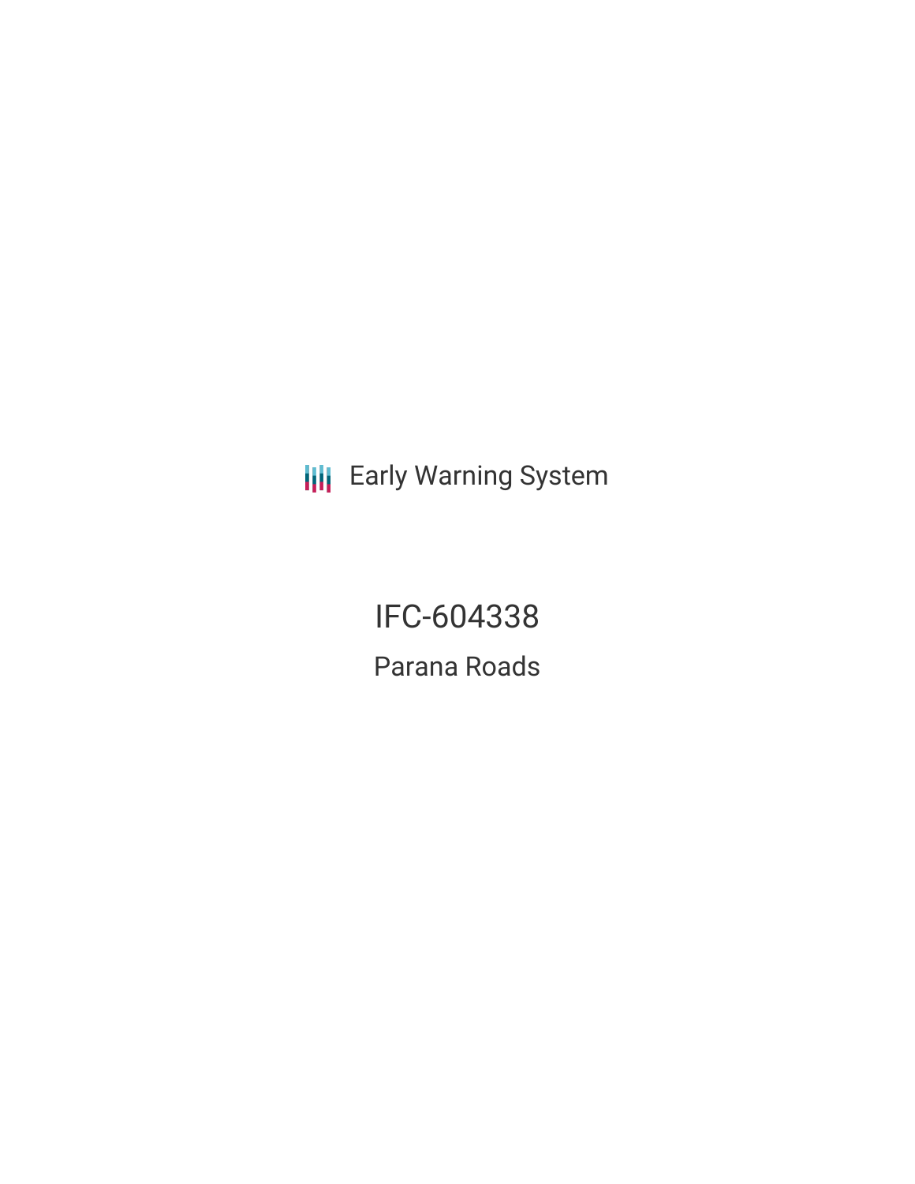Early Warning System

# IFC-604338

## Parana Roads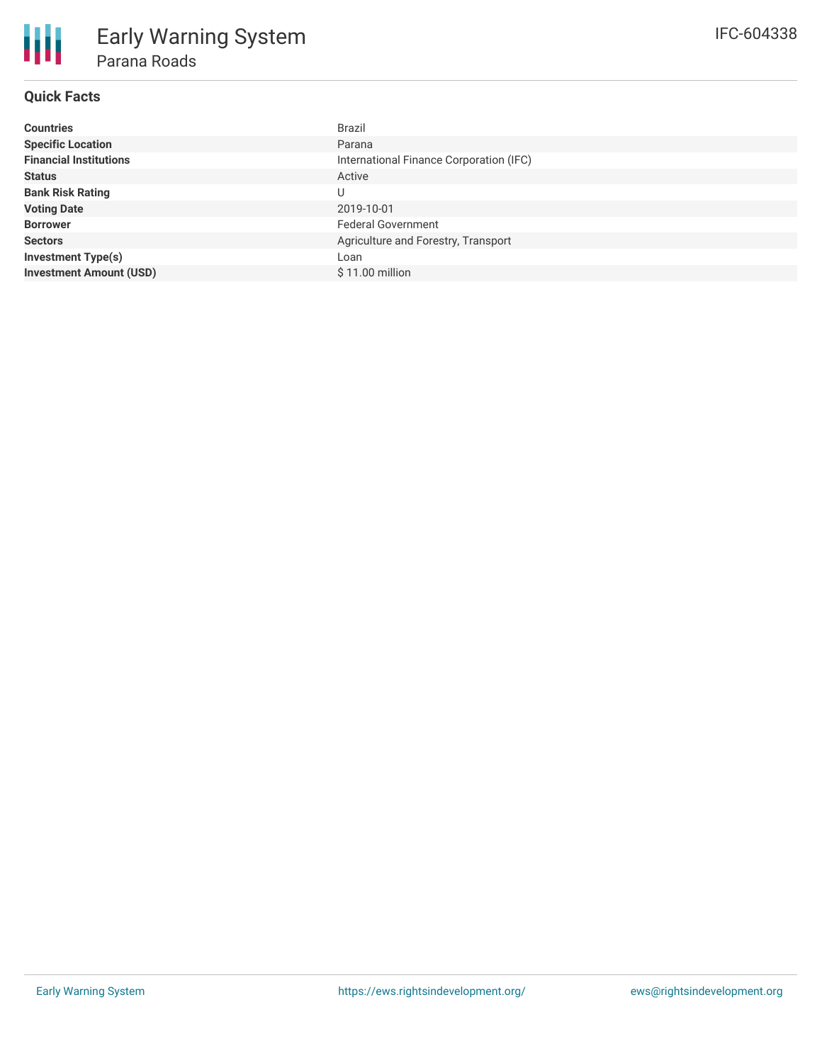# Early Warning System

## Parana Roads

IFC-604338

### Quick Facts

| | |
|---|---|
| **Countries** | Brazil |
| **Specific Location** | Parana |
| **Financial Institutions** | International Finance Corporation (IFC) |
| **Status** | Active |
| **Bank Risk Rating** | U |
| **Voting Date** | 2019-10-01 |
| **Borrower** | Federal Government |
| **Sectors** | Agriculture and Forestry, Transport |
| **Investment Type(s)** | Loan |
| **Investment Amount (USD)** | $ 11.00 million |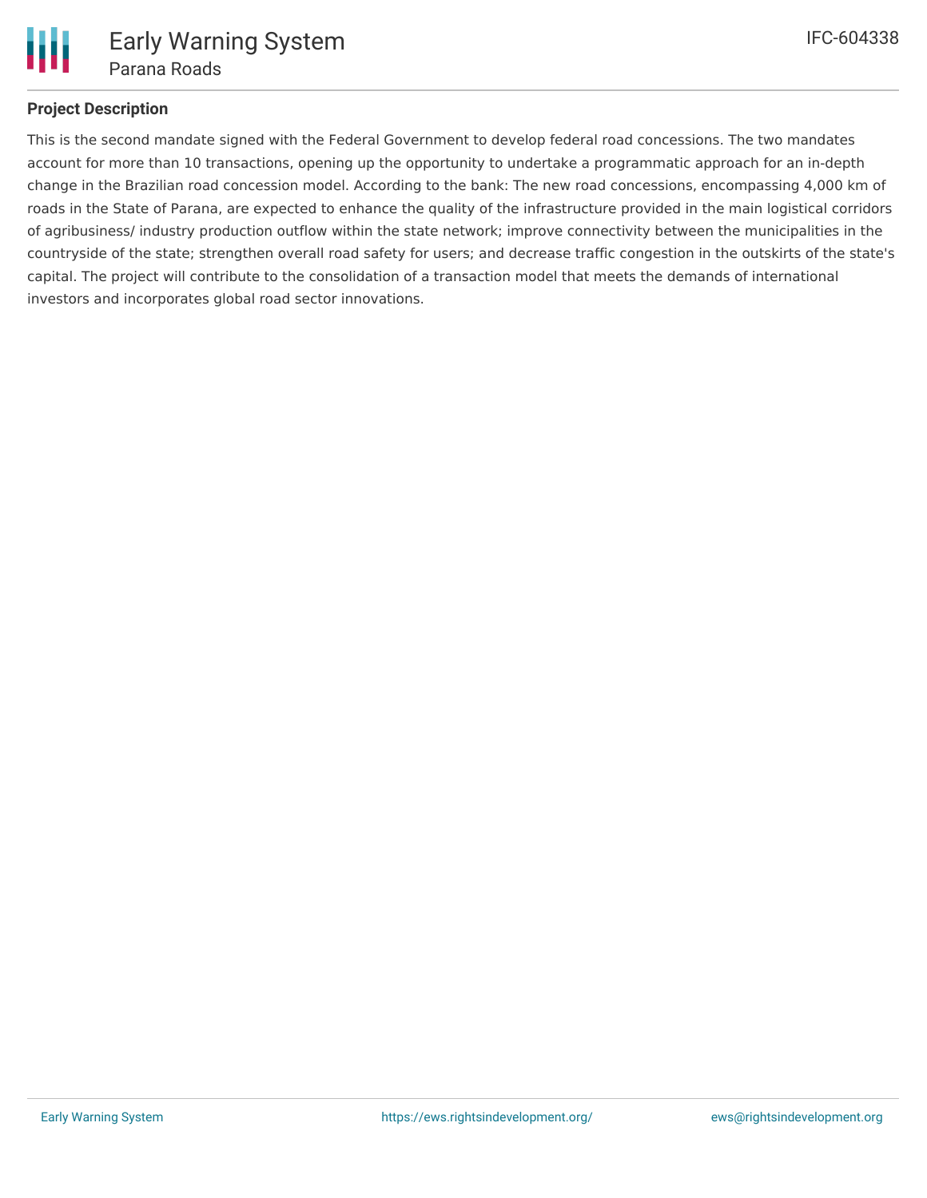### Project Description

This is the second mandate signed with the Federal Government to develop federal road concessions. The two mandates account for more than 10 transactions, opening up the opportunity to undertake a programmatic approach for an in-depth change in the Brazilian road concession model. According to the bank: The new road concessions, encompassing 4,000 km of roads in the State of Parana, are expected to enhance the quality of the infrastructure provided in the main logistical corridors of agribusiness/ industry production outflow within the state network; improve connectivity between the municipalities in the countryside of the state; strengthen overall road safety for users; and decrease traffic congestion in the outskirts of the state's capital. The project will contribute to the consolidation of a transaction model that meets the demands of international investors and incorporates global road sector innovations.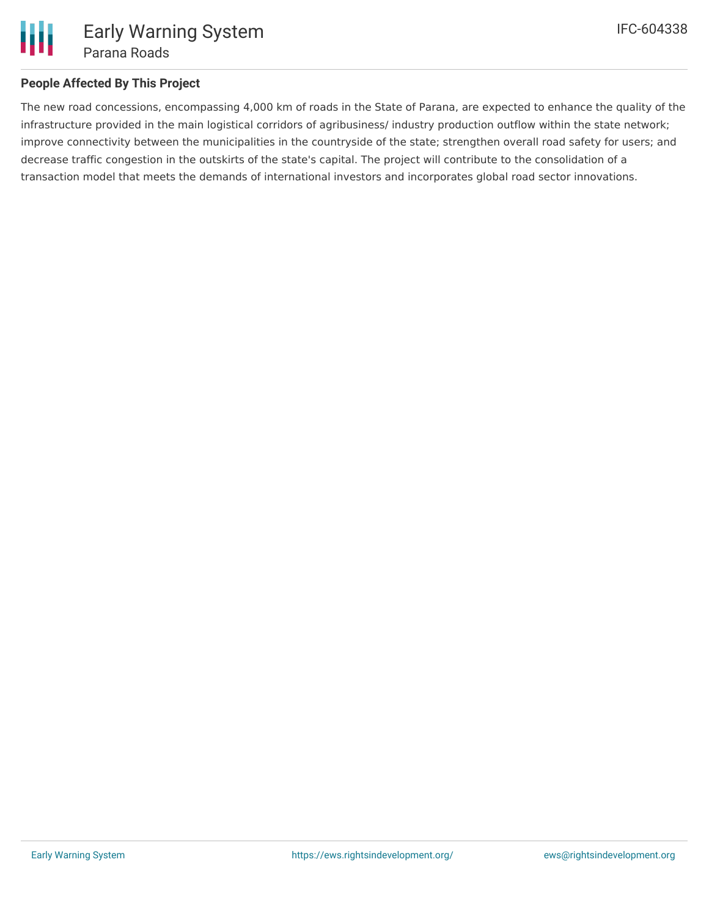## People Affected By This Project

The new road concessions, encompassing 4,000 km of roads in the State of Parana, are expected to enhance the quality of the infrastructure provided in the main logistical corridors of agribusiness/ industry production outflow within the state network; improve connectivity between the municipalities in the countryside of the state; strengthen overall road safety for users; and decrease traffic congestion in the outskirts of the state's capital. The project will contribute to the consolidation of a transaction model that meets the demands of international investors and incorporates global road sector innovations.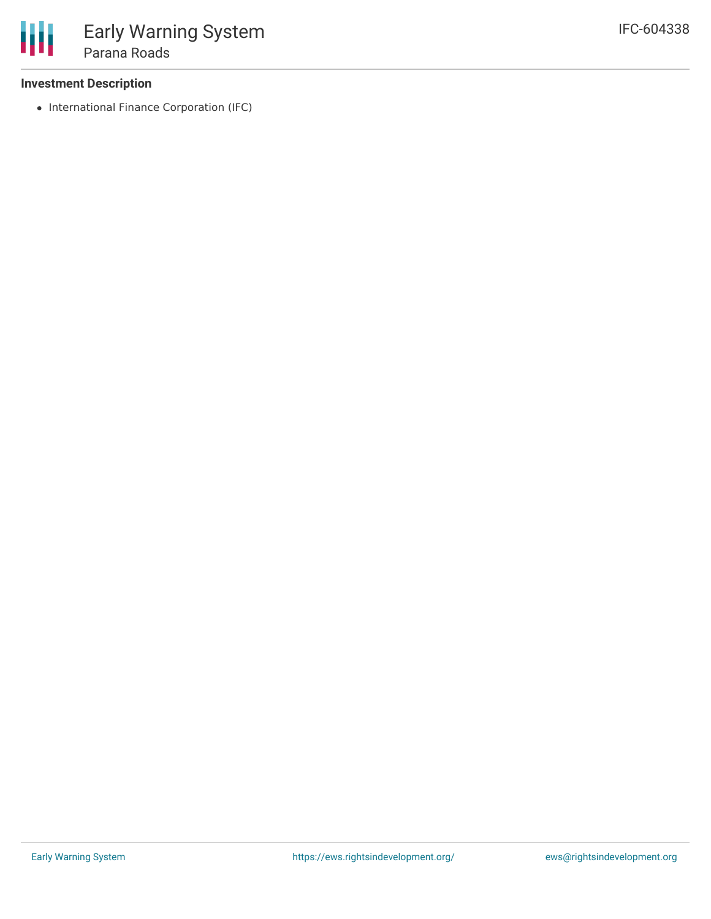### Investment Description

- International Finance Corporation (IFC)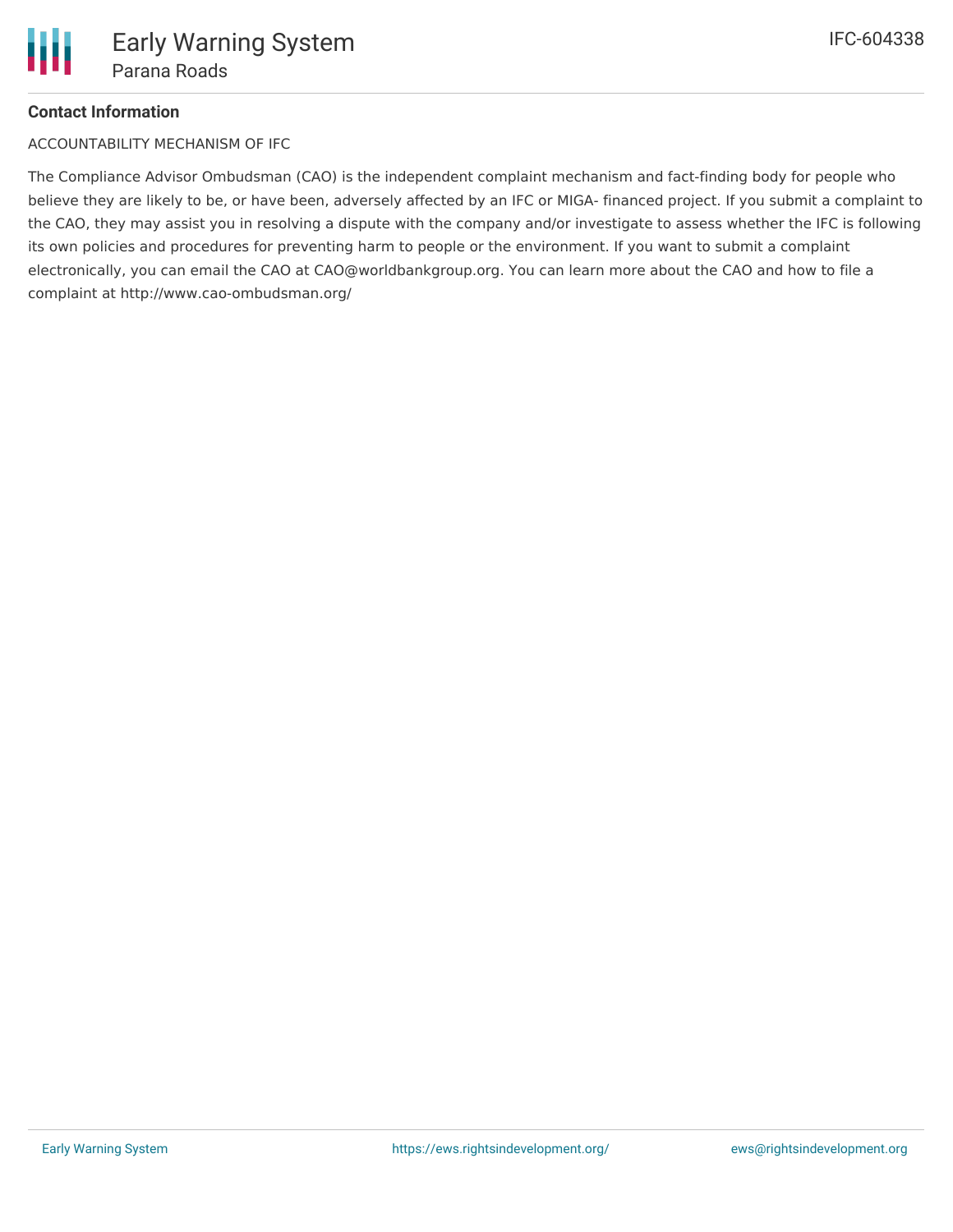**Contact Information**

ACCOUNTABILITY MECHANISM OF IFC

The Compliance Advisor Ombudsman (CAO) is the independent complaint mechanism and fact-finding body for people who believe they are likely to be, or have been, adversely affected by an IFC or MIGA- financed project. If you submit a complaint to the CAO, they may assist you in resolving a dispute with the company and/or investigate to assess whether the IFC is following its own policies and procedures for preventing harm to people or the environment. If you want to submit a complaint electronically, you can email the CAO at CAO@worldbankgroup.org. You can learn more about the CAO and how to file a complaint at http://www.cao-ombudsman.org/